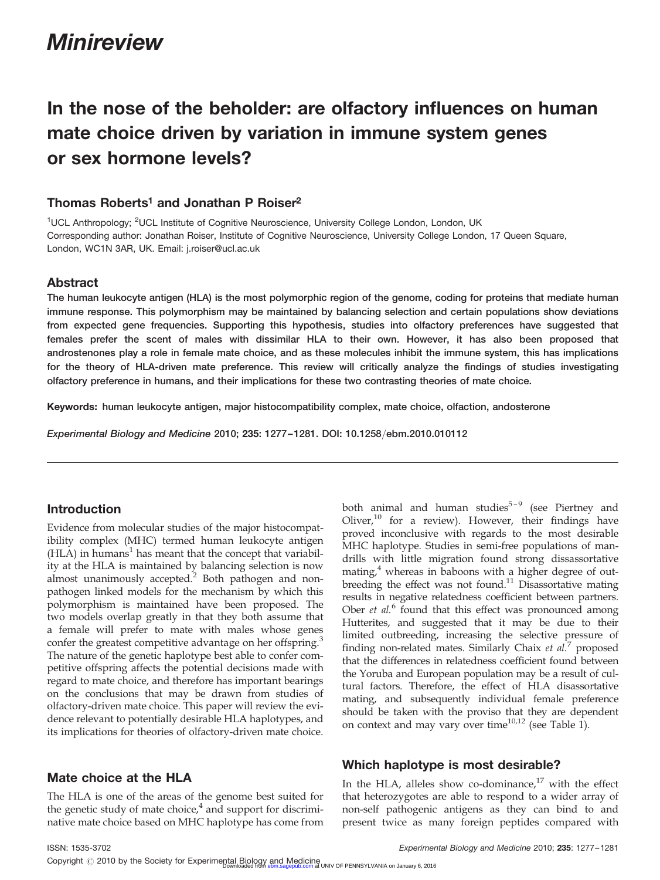*Minireview*

# In the nose of the beholder: are olfactory influences on human mate choice driven by variation in immune system genes or sex hormone levels?

## Thomas Roberts[1] and Jonathan P Roiser[2]

[1]UCL Anthropology; [2]UCL Institute of Cognitive Neuroscience, University College London, London, UK
Corresponding author: Jonathan Roiser, Institute of Cognitive Neuroscience, University College London, 17 Queen Square, London, WC1N 3AR, UK. Email: j.roiser@ucl.ac.uk

## Abstract

**The human leukocyte antigen (HLA) is the most polymorphic region of the genome, coding for proteins that mediate human immune response. This polymorphism may be maintained by balancing selection and certain populations show deviations from expected gene frequencies. Supporting this hypothesis, studies into olfactory preferences have suggested that females prefer the scent of males with dissimilar HLA to their own. However, it has also been proposed that androstenones play a role in female mate choice, and as these molecules inhibit the immune system, this has implications for the theory of HLA-driven mate preference. This review will critically analyze the findings of studies investigating olfactory preference in humans, and their implications for these two contrasting theories of mate choice.**

**Keywords:** human leukocyte antigen, major histocompatibility complex, mate choice, olfaction, andosterone

*Experimental Biology and Medicine* 2010; **235**: 1277–1281. DOI: 10.1258/ebm.2010.010112

## Introduction

Evidence from molecular studies of the major histocompatibility complex (MHC) termed human leukocyte antigen (HLA) in humans[1] has meant that the concept that variability at the HLA is maintained by balancing selection is now almost unanimously accepted.[2] Both pathogen and non-pathogen linked models for the mechanism by which this polymorphism is maintained have been proposed. The two models overlap greatly in that they both assume that a female will prefer to mate with males whose genes confer the greatest competitive advantage on her offspring.[3] The nature of the genetic haplotype best able to confer competitive offspring affects the potential decisions made with regard to mate choice, and therefore has important bearings on the conclusions that may be drawn from studies of olfactory-driven mate choice. This paper will review the evidence relevant to potentially desirable HLA haplotypes, and its implications for theories of olfactory-driven mate choice.

## Mate choice at the HLA

The HLA is one of the areas of the genome best suited for the genetic study of mate choice,[4] and support for discriminative mate choice based on MHC haplotype has come from both animal and human studies[5–9] (see Piertney and Oliver,[10] for a review). However, their findings have proved inconclusive with regards to the most desirable MHC haplotype. Studies in semi-free populations of mandrills with little migration found strong dissassortative mating,[4] whereas in baboons with a higher degree of outbreeding the effect was not found.[11] Disassortative mating results in negative relatedness coefficient between partners. Ober *et al.*[6] found that this effect was pronounced among Hutterites, and suggested that it may be due to their limited outbreeding, increasing the selective pressure of finding non-related mates. Similarly Chaix *et al.*[7] proposed that the differences in relatedness coefficient found between the Yoruba and European population may be a result of cultural factors. Therefore, the effect of HLA disassortative mating, and subsequently individual female preference should be taken with the proviso that they are dependent on context and may vary over time[10,12] (see Table 1).

## Which haplotype is most desirable?

In the HLA, alleles show co-dominance,[17] with the effect that heterozygotes are able to respond to a wider array of non-self pathogenic antigens as they can bind to and present twice as many foreign peptides compared with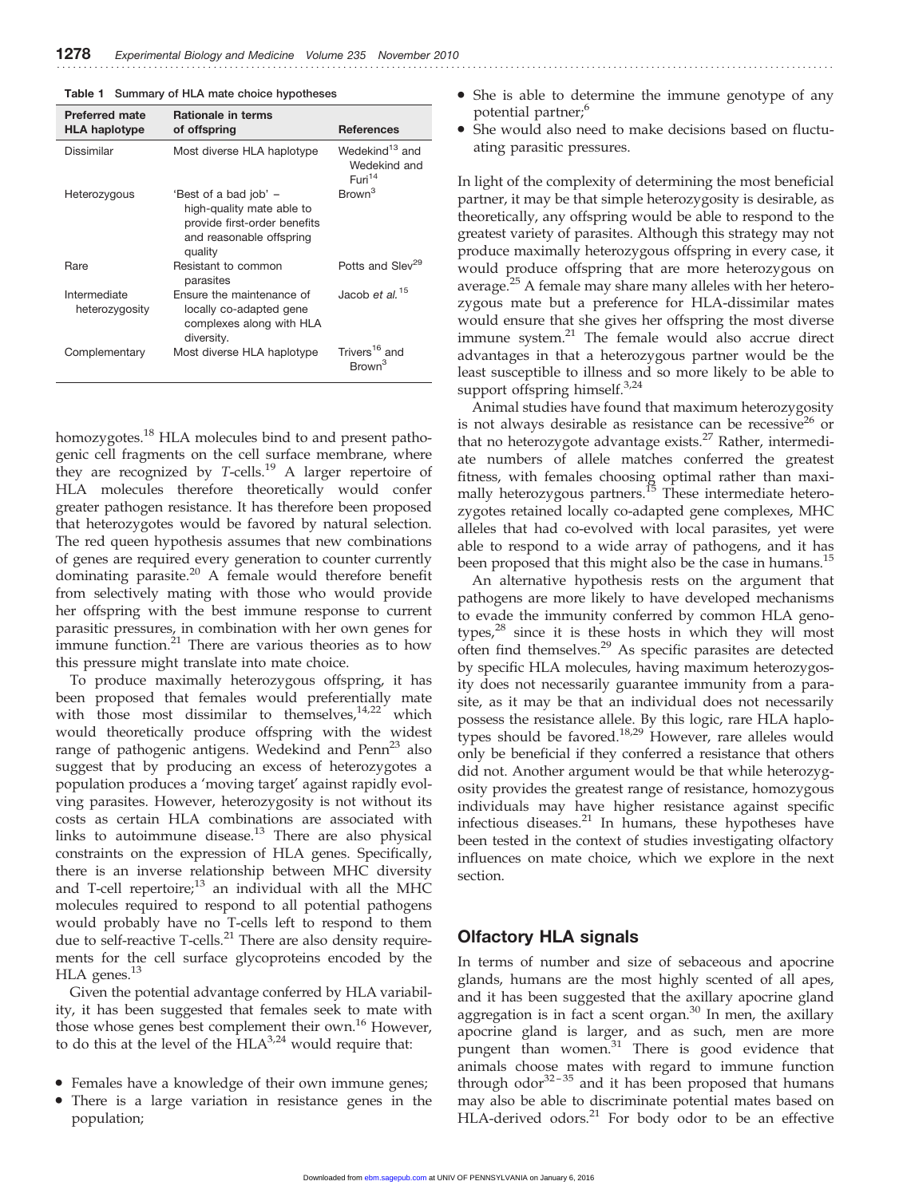**Table 1** Summary of HLA mate choice hypotheses

| Preferred mate HLA haplotype | Rationale in terms of offspring | References |
|---|---|---|
| Dissimilar | Most diverse HLA haplotype | Wedekind[13] and Wedekind and Furi[14] |
| Heterozygous | 'Best of a bad job' – high-quality mate able to provide first-order benefits and reasonable offspring quality | Brown[3] |
| Rare | Resistant to common parasites | Potts and Slev[29] |
| Intermediate heterozygosity | Ensure the maintenance of locally co-adapted gene complexes along with HLA diversity. | Jacob *et al.*[15] |
| Complementary | Most diverse HLA haplotype | Trivers[16] and Brown[3] |

homozygotes.[18] HLA molecules bind to and present pathogenic cell fragments on the cell surface membrane, where they are recognized by *T*-cells.[19] A larger repertoire of HLA molecules therefore theoretically would confer greater pathogen resistance. It has therefore been proposed that heterozygotes would be favored by natural selection. The red queen hypothesis assumes that new combinations of genes are required every generation to counter currently dominating parasite.[20] A female would therefore benefit from selectively mating with those who would provide her offspring with the best immune response to current parasitic pressures, in combination with her own genes for immune function.[21] There are various theories as to how this pressure might translate into mate choice.

To produce maximally heterozygous offspring, it has been proposed that females would preferentially mate with those most dissimilar to themselves,[14,22] which would theoretically produce offspring with the widest range of pathogenic antigens. Wedekind and Penn[23] also suggest that by producing an excess of heterozygotes a population produces a 'moving target' against rapidly evolving parasites. However, heterozygosity is not without its costs as certain HLA combinations are associated with links to autoimmune disease.[13] There are also physical constraints on the expression of HLA genes. Specifically, there is an inverse relationship between MHC diversity and T-cell repertoire;[13] an individual with all the MHC molecules required to respond to all potential pathogens would probably have no T-cells left to respond to them due to self-reactive T-cells.[21] There are also density requirements for the cell surface glycoproteins encoded by the HLA genes.[13]

Given the potential advantage conferred by HLA variability, it has been suggested that females seek to mate with those whose genes best complement their own.[16] However, to do this at the level of the HLA[3,24] would require that:

- Females have a knowledge of their own immune genes;
- There is a large variation in resistance genes in the population;
- She is able to determine the immune genotype of any potential partner;[6]
- She would also need to make decisions based on fluctuating parasitic pressures.

In light of the complexity of determining the most beneficial partner, it may be that simple heterozygosity is desirable, as theoretically, any offspring would be able to respond to the greatest variety of parasites. Although this strategy may not produce maximally heterozygous offspring in every case, it would produce offspring that are more heterozygous on average.[25] A female may share many alleles with her heterozygous mate but a preference for HLA-dissimilar mates would ensure that she gives her offspring the most diverse immune system.[21] The female would also accrue direct advantages in that a heterozygous partner would be the least susceptible to illness and so more likely to be able to support offspring himself.[3,24]

Animal studies have found that maximum heterozygosity is not always desirable as resistance can be recessive[26] or that no heterozygote advantage exists.[27] Rather, intermediate numbers of allele matches conferred the greatest fitness, with females choosing optimal rather than maximally heterozygous partners.[15] These intermediate heterozygotes retained locally co-adapted gene complexes, MHC alleles that had co-evolved with local parasites, yet were able to respond to a wide array of pathogens, and it has been proposed that this might also be the case in humans.[15]

An alternative hypothesis rests on the argument that pathogens are more likely to have developed mechanisms to evade the immunity conferred by common HLA genotypes,[28] since it is these hosts in which they will most often find themselves.[29] As specific parasites are detected by specific HLA molecules, having maximum heterozygosity does not necessarily guarantee immunity from a parasite, as it may be that an individual does not necessarily possess the resistance allele. By this logic, rare HLA haplotypes should be favored.[18,29] However, rare alleles would only be beneficial if they conferred a resistance that others did not. Another argument would be that while heterozygosity provides the greatest range of resistance, homozygous individuals may have higher resistance against specific infectious diseases.[21] In humans, these hypotheses have been tested in the context of studies investigating olfactory influences on mate choice, which we explore in the next section.

## Olfactory HLA signals

In terms of number and size of sebaceous and apocrine glands, humans are the most highly scented of all apes, and it has been suggested that the axillary apocrine gland aggregation is in fact a scent organ.[30] In men, the axillary apocrine gland is larger, and as such, men are more pungent than women.[31] There is good evidence that animals choose mates with regard to immune function through odor[32–35] and it has been proposed that humans may also be able to discriminate potential mates based on HLA-derived odors.[21] For body odor to be an effective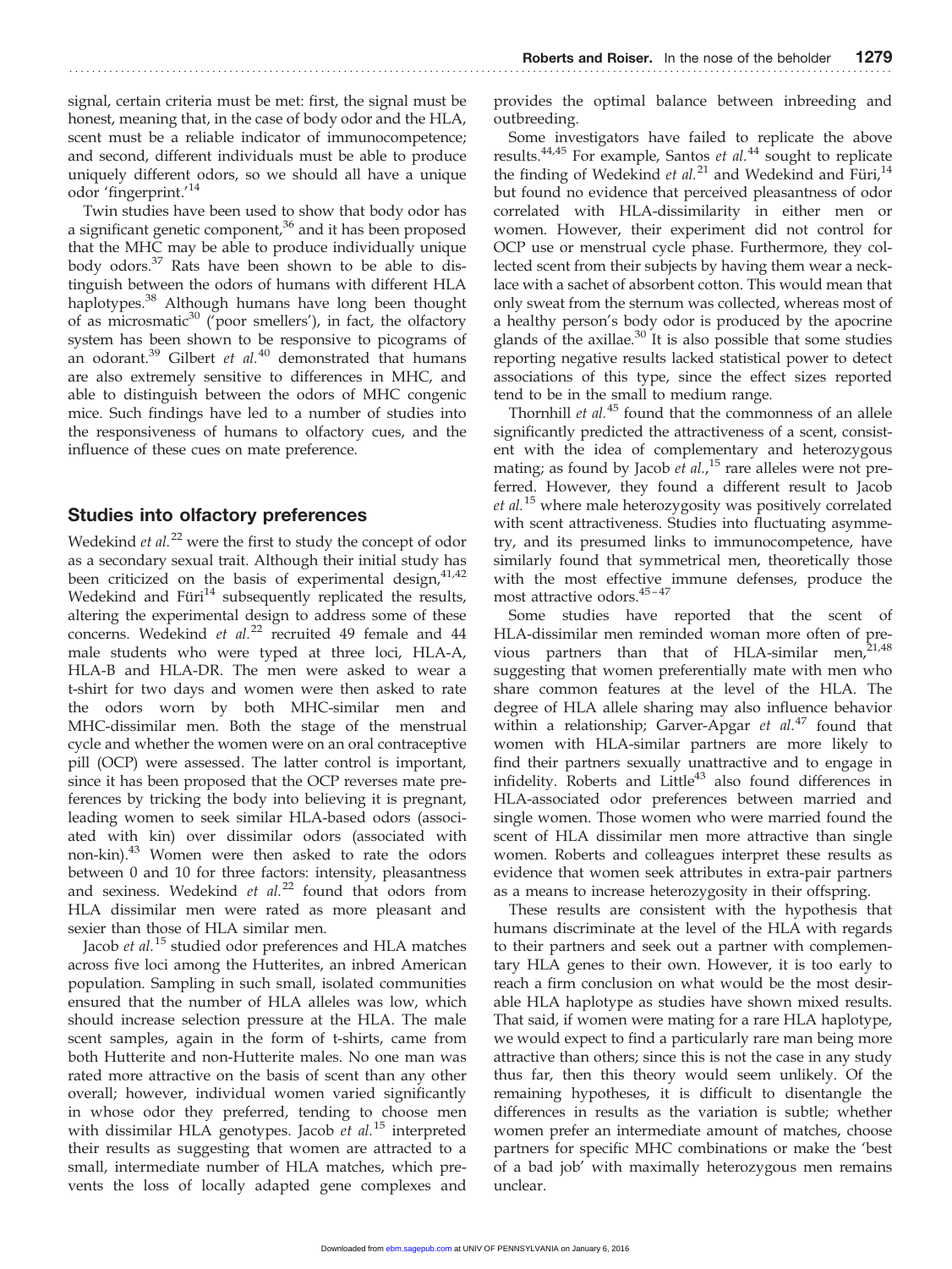signal, certain criteria must be met: first, the signal must be honest, meaning that, in the case of body odor and the HLA, scent must be a reliable indicator of immunocompetence; and second, different individuals must be able to produce uniquely different odors, so we should all have a unique odor 'fingerprint.'[14]

Twin studies have been used to show that body odor has a significant genetic component,[36] and it has been proposed that the MHC may be able to produce individually unique body odors.[37] Rats have been shown to be able to distinguish between the odors of humans with different HLA haplotypes.[38] Although humans have long been thought of as microsmatic[30] ('poor smellers'), in fact, the olfactory system has been shown to be responsive to picograms of an odorant.[39] Gilbert *et al.*[40] demonstrated that humans are also extremely sensitive to differences in MHC, and able to distinguish between the odors of MHC congenic mice. Such findings have led to a number of studies into the responsiveness of humans to olfactory cues, and the influence of these cues on mate preference.

## Studies into olfactory preferences

Wedekind *et al.*[22] were the first to study the concept of odor as a secondary sexual trait. Although their initial study has been criticized on the basis of experimental design,[41,42] Wedekind and Füri[14] subsequently replicated the results, altering the experimental design to address some of these concerns. Wedekind *et al.*[22] recruited 49 female and 44 male students who were typed at three loci, HLA-A, HLA-B and HLA-DR. The men were asked to wear a t-shirt for two days and women were then asked to rate the odors worn by both MHC-similar men and MHC-dissimilar men. Both the stage of the menstrual cycle and whether the women were on an oral contraceptive pill (OCP) were assessed. The latter control is important, since it has been proposed that the OCP reverses mate preferences by tricking the body into believing it is pregnant, leading women to seek similar HLA-based odors (associated with kin) over dissimilar odors (associated with non-kin).[43] Women were then asked to rate the odors between 0 and 10 for three factors: intensity, pleasantness and sexiness. Wedekind *et al.*[22] found that odors from HLA dissimilar men were rated as more pleasant and sexier than those of HLA similar men.

Jacob *et al.*[15] studied odor preferences and HLA matches across five loci among the Hutterites, an inbred American population. Sampling in such small, isolated communities ensured that the number of HLA alleles was low, which should increase selection pressure at the HLA. The male scent samples, again in the form of t-shirts, came from both Hutterite and non-Hutterite males. No one man was rated more attractive on the basis of scent than any other overall; however, individual women varied significantly in whose odor they preferred, tending to choose men with dissimilar HLA genotypes. Jacob *et al.*[15] interpreted their results as suggesting that women are attracted to a small, intermediate number of HLA matches, which prevents the loss of locally adapted gene complexes and provides the optimal balance between inbreeding and outbreeding.

Some investigators have failed to replicate the above results.[44,45] For example, Santos *et al.*[44] sought to replicate the finding of Wedekind *et al.*[21] and Wedekind and Füri,[14] but found no evidence that perceived pleasantness of odor correlated with HLA-dissimilarity in either men or women. However, their experiment did not control for OCP use or menstrual cycle phase. Furthermore, they collected scent from their subjects by having them wear a necklace with a sachet of absorbent cotton. This would mean that only sweat from the sternum was collected, whereas most of a healthy person's body odor is produced by the apocrine glands of the axillae.[30] It is also possible that some studies reporting negative results lacked statistical power to detect associations of this type, since the effect sizes reported tend to be in the small to medium range.

Thornhill *et al.*[45] found that the commonness of an allele significantly predicted the attractiveness of a scent, consistent with the idea of complementary and heterozygous mating; as found by Jacob *et al.*,[15] rare alleles were not preferred. However, they found a different result to Jacob *et al.*[15] where male heterozygosity was positively correlated with scent attractiveness. Studies into fluctuating asymmetry, and its presumed links to immunocompetence, have similarly found that symmetrical men, theoretically those with the most effective immune defenses, produce the most attractive odors.[45–47]

Some studies have reported that the scent of HLA-dissimilar men reminded woman more often of previous partners than that of HLA-similar men,[21,48] suggesting that women preferentially mate with men who share common features at the level of the HLA. The degree of HLA allele sharing may also influence behavior within a relationship; Garver-Apgar *et al.*[47] found that women with HLA-similar partners are more likely to find their partners sexually unattractive and to engage in infidelity. Roberts and Little[43] also found differences in HLA-associated odor preferences between married and single women. Those women who were married found the scent of HLA dissimilar men more attractive than single women. Roberts and colleagues interpret these results as evidence that women seek attributes in extra-pair partners as a means to increase heterozygosity in their offspring.

These results are consistent with the hypothesis that humans discriminate at the level of the HLA with regards to their partners and seek out a partner with complementary HLA genes to their own. However, it is too early to reach a firm conclusion on what would be the most desirable HLA haplotype as studies have shown mixed results. That said, if women were mating for a rare HLA haplotype, we would expect to find a particularly rare man being more attractive than others; since this is not the case in any study thus far, then this theory would seem unlikely. Of the remaining hypotheses, it is difficult to disentangle the differences in results as the variation is subtle; whether women prefer an intermediate amount of matches, choose partners for specific MHC combinations or make the 'best of a bad job' with maximally heterozygous men remains unclear.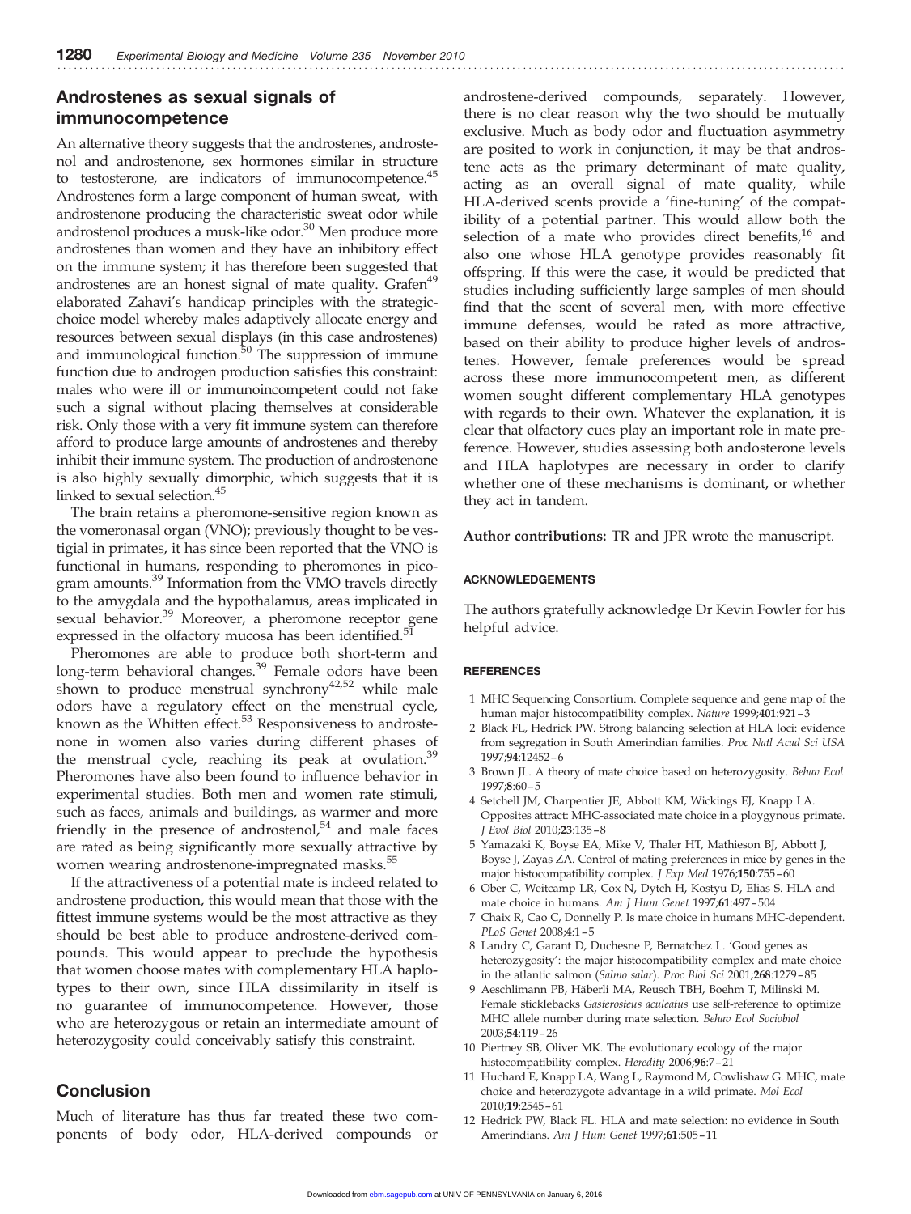## Androstenes as sexual signals of immunocompetence

An alternative theory suggests that the androstenes, androstenol and androstenone, sex hormones similar in structure to testosterone, are indicators of immunocompetence.[45] Androstenes form a large component of human sweat, with androstenone producing the characteristic sweat odor while androstenol produces a musk-like odor.[30] Men produce more androstenes than women and they have an inhibitory effect on the immune system; it has therefore been suggested that androstenes are an honest signal of mate quality. Grafen[49] elaborated Zahavi's handicap principles with the strategic-choice model whereby males adaptively allocate energy and resources between sexual displays (in this case androstenes) and immunological function.[50] The suppression of immune function due to androgen production satisfies this constraint: males who were ill or immunoincompetent could not fake such a signal without placing themselves at considerable risk. Only those with a very fit immune system can therefore afford to produce large amounts of androstenes and thereby inhibit their immune system. The production of androstenone is also highly sexually dimorphic, which suggests that it is linked to sexual selection.[45]

The brain retains a pheromone-sensitive region known as the vomeronasal organ (VNO); previously thought to be vestigial in primates, it has since been reported that the VNO is functional in humans, responding to pheromones in picogram amounts.[39] Information from the VMO travels directly to the amygdala and the hypothalamus, areas implicated in sexual behavior.[39] Moreover, a pheromone receptor gene expressed in the olfactory mucosa has been identified.[51]

Pheromones are able to produce both short-term and long-term behavioral changes.[39] Female odors have been shown to produce menstrual synchrony[42,52] while male odors have a regulatory effect on the menstrual cycle, known as the Whitten effect.[53] Responsiveness to androstenone in women also varies during different phases of the menstrual cycle, reaching its peak at ovulation.[39] Pheromones have also been found to influence behavior in experimental studies. Both men and women rate stimuli, such as faces, animals and buildings, as warmer and more friendly in the presence of androstenol,[54] and male faces are rated as being significantly more sexually attractive by women wearing androstenone-impregnated masks.[55]

If the attractiveness of a potential mate is indeed related to androstene production, this would mean that those with the fittest immune systems would be the most attractive as they should be best able to produce androstene-derived compounds. This would appear to preclude the hypothesis that women choose mates with complementary HLA haplotypes to their own, since HLA dissimilarity in itself is no guarantee of immunocompetence. However, those who are heterozygous or retain an intermediate amount of heterozygosity could conceivably satisfy this constraint.

## Conclusion

Much of literature has thus far treated these two components of body odor, HLA-derived compounds or androstene-derived compounds, separately. However, there is no clear reason why the two should be mutually exclusive. Much as body odor and fluctuation asymmetry are posited to work in conjunction, it may be that androstene acts as the primary determinant of mate quality, acting as an overall signal of mate quality, while HLA-derived scents provide a 'fine-tuning' of the compatibility of a potential partner. This would allow both the selection of a mate who provides direct benefits,[16] and also one whose HLA genotype provides reasonably fit offspring. If this were the case, it would be predicted that studies including sufficiently large samples of men should find that the scent of several men, with more effective immune defenses, would be rated as more attractive, based on their ability to produce higher levels of androstenes. However, female preferences would be spread across these more immunocompetent men, as different women sought different complementary HLA genotypes with regards to their own. Whatever the explanation, it is clear that olfactory cues play an important role in mate preference. However, studies assessing both andosterone levels and HLA haplotypes are necessary in order to clarify whether one of these mechanisms is dominant, or whether they act in tandem.

**Author contributions:** TR and JPR wrote the manuscript.

#### ACKNOWLEDGEMENTS

The authors gratefully acknowledge Dr Kevin Fowler for his helpful advice.

#### REFERENCES

1. MHC Sequencing Consortium. Complete sequence and gene map of the human major histocompatibility complex. *Nature* 1999;**401**:921–3
2. Black FL, Hedrick PW. Strong balancing selection at HLA loci: evidence from segregation in South Amerindian families. *Proc Natl Acad Sci USA* 1997;**94**:12452–6
3. Brown JL. A theory of mate choice based on heterozygosity. *Behav Ecol* 1997;**8**:60–5
4. Setchell JM, Charpentier JE, Abbott KM, Wickings EJ, Knapp LA. Opposites attract: MHC-associated mate choice in a ploygynous primate. *J Evol Biol* 2010;**23**:135–8
5. Yamazaki K, Boyse EA, Mike V, Thaler HT, Mathieson BJ, Abbott J, Boyse J, Zayas ZA. Control of mating preferences in mice by genes in the major histocompatibility complex. *J Exp Med* 1976;**150**:755–60
6. Ober C, Weitcamp LR, Cox N, Dytch H, Kostyu D, Elias S. HLA and mate choice in humans. *Am J Hum Genet* 1997;**61**:497–504
7. Chaix R, Cao C, Donnelly P. Is mate choice in humans MHC-dependent. *PLoS Genet* 2008;**4**:1–5
8. Landry C, Garant D, Duchesne P, Bernatchez L. 'Good genes as heterozygosity': the major histocompatibility complex and mate choice in the atlantic salmon (*Salmo salar*). *Proc Biol Sci* 2001;**268**:1279–85
9. Aeschlimann PB, Häberli MA, Reusch TBH, Boehm T, Milinski M. Female sticklebacks *Gasterosteus aculeatus* use self-reference to optimize MHC allele number during mate selection. *Behav Ecol Sociobiol* 2003;**54**:119–26
10. Piertney SB, Oliver MK. The evolutionary ecology of the major histocompatibility complex. *Heredity* 2006;**96**:7–21
11. Huchard E, Knapp LA, Wang L, Raymond M, Cowlishaw G. MHC, mate choice and heterozygote advantage in a wild primate. *Mol Ecol* 2010;**19**:2545–61
12. Hedrick PW, Black FL. HLA and mate selection: no evidence in South Amerindians. *Am J Hum Genet* 1997;**61**:505–11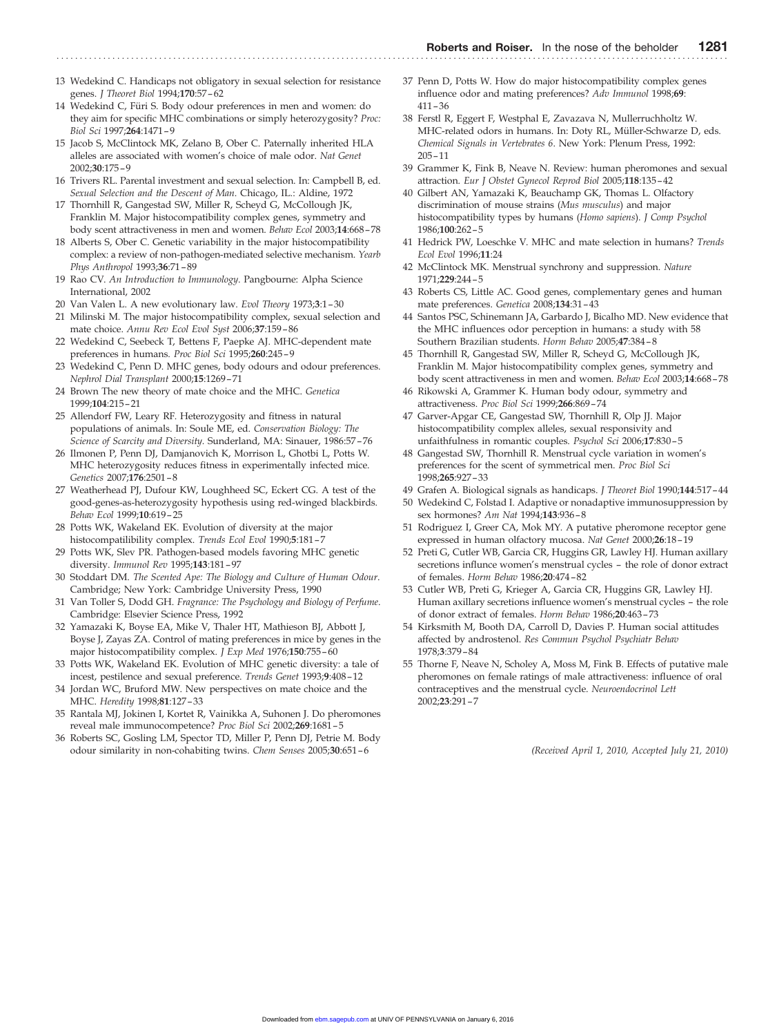13 Wedekind C. Handicaps not obligatory in sexual selection for resistance genes. *J Theoret Biol* 1994;**170**:57–62

14 Wedekind C, Füri S. Body odour preferences in men and women: do they aim for specific MHC combinations or simply heterozygosity? *Proc: Biol Sci* 1997;**264**:1471–9

15 Jacob S, McClintock MK, Zelano B, Ober C. Paternally inherited HLA alleles are associated with women's choice of male odor. *Nat Genet* 2002;**30**:175–9

16 Trivers RL. Parental investment and sexual selection. In: Campbell B, ed. *Sexual Selection and the Descent of Man*. Chicago, IL.: Aldine, 1972

17 Thornhill R, Gangestad SW, Miller R, Scheyd G, McCollough JK, Franklin M. Major histocompatibility complex genes, symmetry and body scent attractiveness in men and women. *Behav Ecol* 2003;**14**:668–78

18 Alberts S, Ober C. Genetic variability in the major histocompatibility complex: a review of non-pathogen-mediated selective mechanism. *Yearb Phys Anthropol* 1993;**36**:71–89

19 Rao CV. *An Introduction to Immunology*. Pangbourne: Alpha Science International, 2002

20 Van Valen L. A new evolutionary law. *Evol Theory* 1973;**3**:1–30

21 Milinski M. The major histocompatibility complex, sexual selection and mate choice. *Annu Rev Ecol Evol Syst* 2006;**37**:159–86

22 Wedekind C, Seebeck T, Bettens F, Paepke AJ. MHC-dependent mate preferences in humans. *Proc Biol Sci* 1995;**260**:245–9

23 Wedekind C, Penn D. MHC genes, body odours and odour preferences. *Nephrol Dial Transplant* 2000;**15**:1269–71

24 Brown The new theory of mate choice and the MHC. *Genetica* 1999;**104**:215–21

25 Allendorf FW, Leary RF. Heterozygosity and fitness in natural populations of animals. In: Soule ME, ed. *Conservation Biology: The Science of Scarcity and Diversity*. Sunderland, MA: Sinauer, 1986:57–76

26 Ilmonen P, Penn DJ, Damjanovich K, Morrison L, Ghotbi L, Potts W. MHC heterozygosity reduces fitness in experimentally infected mice. *Genetics* 2007;**176**:2501–8

27 Weatherhead PJ, Dufour KW, Loughheed SC, Eckert CG. A test of the good-genes-as-heterozygosity hypothesis using red-winged blackbirds. *Behav Ecol* 1999;**10**:619–25

28 Potts WK, Wakeland EK. Evolution of diversity at the major histocompatilibility complex. *Trends Ecol Evol* 1990;**5**:181–7

29 Potts WK, Slev PR. Pathogen-based models favoring MHC genetic diversity. *Immunol Rev* 1995;**143**:181–97

30 Stoddart DM. *The Scented Ape: The Biology and Culture of Human Odour*. Cambridge; New York: Cambridge University Press, 1990

31 Van Toller S, Dodd GH. *Fragrance: The Psychology and Biology of Perfume*. Cambridge: Elsevier Science Press, 1992

32 Yamazaki K, Boyse EA, Mike V, Thaler HT, Mathieson BJ, Abbott J, Boyse J, Zayas ZA. Control of mating preferences in mice by genes in the major histocompatibility complex. *J Exp Med* 1976;**150**:755–60

33 Potts WK, Wakeland EK. Evolution of MHC genetic diversity: a tale of incest, pestilence and sexual preference. *Trends Genet* 1993;**9**:408–12

34 Jordan WC, Bruford MW. New perspectives on mate choice and the MHC. *Heredity* 1998;**81**:127–33

35 Rantala MJ, Jokinen I, Kortet R, Vainikka A, Suhonen J. Do pheromones reveal male immunocompetence? *Proc Biol Sci* 2002;**269**:1681–5

36 Roberts SC, Gosling LM, Spector TD, Miller P, Penn DJ, Petrie M. Body odour similarity in non-cohabiting twins. *Chem Senses* 2005;**30**:651–6

37 Penn D, Potts W. How do major histocompatibility complex genes influence odor and mating preferences? *Adv Immunol* 1998;**69**:411–36

38 Ferstl R, Eggert F, Westphal E, Zavazava N, Mullerruchholtz W. MHC-related odors in humans. In: Doty RL, Müller-Schwarze D, eds. *Chemical Signals in Vertebrates 6*. New York: Plenum Press, 1992:205–11

39 Grammer K, Fink B, Neave N. Review: human pheromones and sexual attraction. *Eur J Obstet Gynecol Reprod Biol* 2005;**118**:135–42

40 Gilbert AN, Yamazaki K, Beauchamp GK, Thomas L. Olfactory discrimination of mouse strains (*Mus musculus*) and major histocompatibility types by humans (*Homo sapiens*). *J Comp Psychol* 1986;**100**:262–5

41 Hedrick PW, Loeschke V. MHC and mate selection in humans? *Trends Ecol Evol* 1996;**11**:24

42 McClintock MK. Menstrual synchrony and suppression. *Nature* 1971;**229**:244–5

43 Roberts CS, Little AC. Good genes, complementary genes and human mate preferences. *Genetica* 2008;**134**:31–43

44 Santos PSC, Schinemann JA, Garbardo J, Bicalho MD. New evidence that the MHC influences odor perception in humans: a study with 58 Southern Brazilian students. *Horm Behav* 2005;**47**:384–8

45 Thornhill R, Gangestad SW, Miller R, Scheyd G, McCollough JK, Franklin M. Major histocompatibility complex genes, symmetry and body scent attractiveness in men and women. *Behav Ecol* 2003;**14**:668–78

46 Rikowski A, Grammer K. Human body odour, symmetry and attractiveness. *Proc Biol Sci* 1999;**266**:869–74

47 Garver-Apgar CE, Gangestad SW, Thornhill R, Olp JJ. Major histocompatibility complex alleles, sexual responsivity and unfaithfulness in romantic couples. *Psychol Sci* 2006;**17**:830–5

48 Gangestad SW, Thornhill R. Menstrual cycle variation in women's preferences for the scent of symmetrical men. *Proc Biol Sci* 1998;**265**:927–33

49 Grafen A. Biological signals as handicaps. *J Theoret Biol* 1990;**144**:517–44

50 Wedekind C, Folstad I. Adaptive or nonadaptive immunosuppression by sex hormones? *Am Nat* 1994;**143**:936–8

51 Rodriguez I, Greer CA, Mok MY. A putative pheromone receptor gene expressed in human olfactory mucosa. *Nat Genet* 2000;**26**:18–19

52 Preti G, Cutler WB, Garcia CR, Huggins GR, Lawley HJ. Human axillary secretions influnce women's menstrual cycles – the role of donor extract of females. *Horm Behav* 1986;**20**:474–82

53 Cutler WB, Preti G, Krieger A, Garcia CR, Huggins GR, Lawley HJ. Human axillary secretions influence women's menstrual cycles – the role of donor extract of females. *Horm Behav* 1986;**20**:463–73

54 Kirksmith M, Booth DA, Carroll D, Davies P. Human social attitudes affected by androstenol. *Res Commun Psychol Psychiatr Behav* 1978;**3**:379–84

55 Thorne F, Neave N, Scholey A, Moss M, Fink B. Effects of putative male pheromones on female ratings of male attractiveness: influence of oral contraceptives and the menstrual cycle. *Neuroendocrinol Lett* 2002;**23**:291–7

*(Received April 1, 2010, Accepted July 21, 2010)*